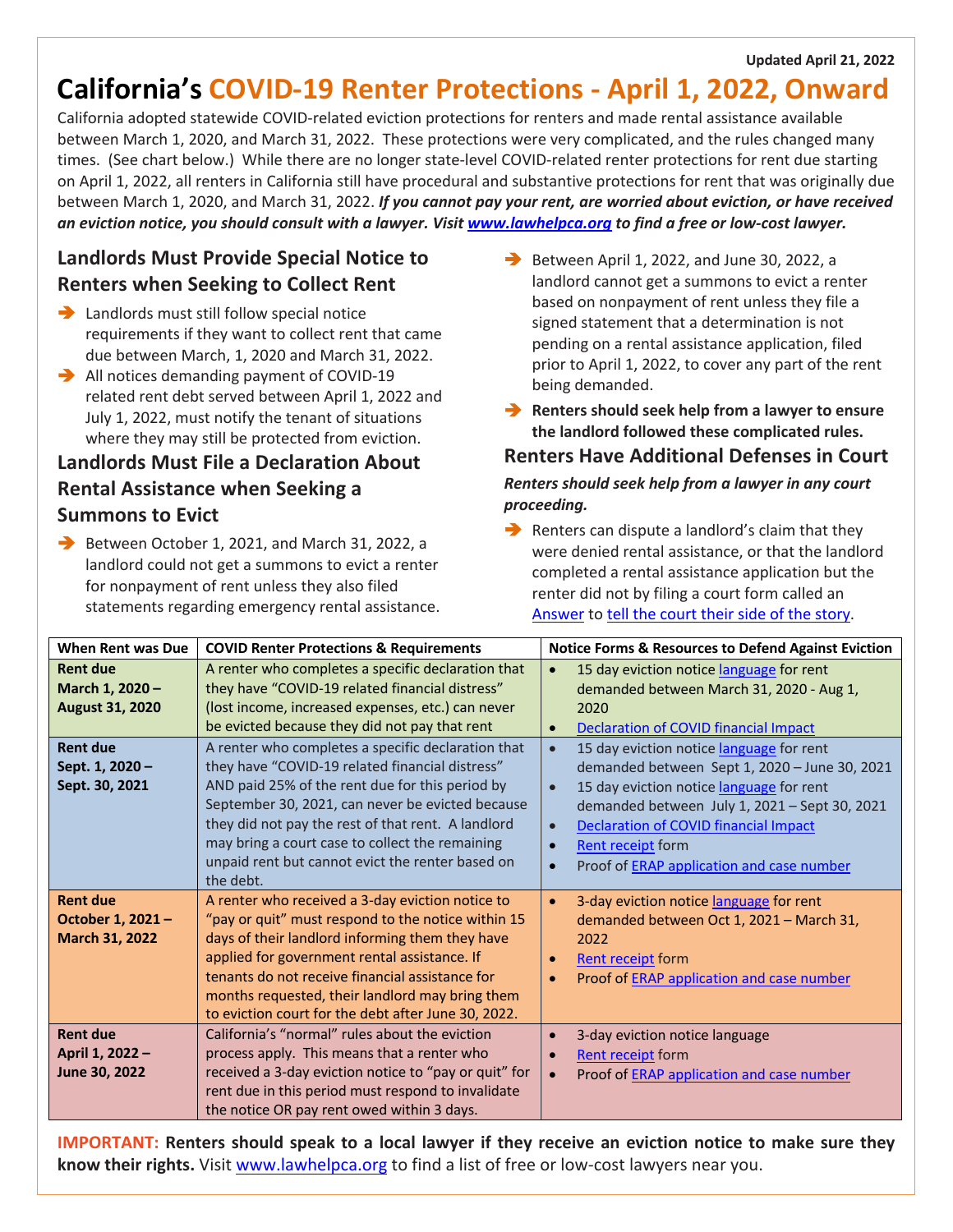Updated April 21, 2022

# California's COVID-19 Renter Protections - April 1, 2022, Onward

California adopted statewide COVID-related eviction protections for renters and made rental assistance available between March 1, 2020, and March 31, 2022. These protections were very complicated, and the rules changed many times. (See chart below.) While there are no longer state-level COVID-related renter protections for rent due starting on April 1, 2022, all renters in California still have procedural and substantive protections for rent that was originally due between March 1, 2020, and March 31, 2022. ***If you cannot pay your rent, are worried about eviction, or have received an eviction notice, you should consult with a lawyer. Visit [www.lawhelpca.org](www.lawhelpca.org) to find a free or low-cost lawyer.***

## Landlords Must Provide Special Notice to Renters when Seeking to Collect Rent

- Landlords must still follow special notice requirements if they want to collect rent that came due between March, 1, 2020 and March 31, 2022.
- All notices demanding payment of COVID-19 related rent debt served between April 1, 2022 and July 1, 2022, must notify the tenant of situations where they may still be protected from eviction.

## Landlords Must File a Declaration About Rental Assistance when Seeking a Summons to Evict

- Between October 1, 2021, and March 31, 2022, a landlord could not get a summons to evict a renter for nonpayment of rent unless they also filed statements regarding emergency rental assistance.
- Between April 1, 2022, and June 30, 2022, a landlord cannot get a summons to evict a renter based on nonpayment of rent unless they file a signed statement that a determination is not pending on a rental assistance application, filed prior to April 1, 2022, to cover any part of the rent being demanded.
- **Renters should seek help from a lawyer to ensure the landlord followed these complicated rules.**

## Renters Have Additional Defenses in Court

***Renters should seek help from a lawyer in any court proceeding.***

- Renters can dispute a landlord's claim that they were denied rental assistance, or that the landlord completed a rental assistance application but the renter did not by filing a court form called an Answer to tell the court their side of the story.

| When Rent was Due | COVID Renter Protections & Requirements | Notice Forms & Resources to Defend Against Eviction |
|---|---|---|
| **Rent due March 1, 2020 – August 31, 2020** | A renter who completes a specific declaration that they have "COVID-19 related financial distress" (lost income, increased expenses, etc.) can never be evicted because they did not pay that rent | • 15 day eviction notice language for rent demanded between March 31, 2020 - Aug 1, 2020<br>• Declaration of COVID financial Impact |
| **Rent due Sept. 1, 2020 – Sept. 30, 2021** | A renter who completes a specific declaration that they have "COVID-19 related financial distress" AND paid 25% of the rent due for this period by September 30, 2021, can never be evicted because they did not pay the rest of that rent. A landlord may bring a court case to collect the remaining unpaid rent but cannot evict the renter based on the debt. | • 15 day eviction notice language for rent demanded between Sept 1, 2020 – June 30, 2021<br>• 15 day eviction notice language for rent demanded between July 1, 2021 – Sept 30, 2021<br>• Declaration of COVID financial Impact<br>• Rent receipt form<br>• Proof of ERAP application and case number |
| **Rent due October 1, 2021 – March 31, 2022** | A renter who received a 3-day eviction notice to "pay or quit" must respond to the notice within 15 days of their landlord informing them they have applied for government rental assistance. If tenants do not receive financial assistance for months requested, their landlord may bring them to eviction court for the debt after June 30, 2022. | • 3-day eviction notice language for rent demanded between Oct 1, 2021 – March 31, 2022<br>• Rent receipt form<br>• Proof of ERAP application and case number |
| **Rent due April 1, 2022 – June 30, 2022** | California's "normal" rules about the eviction process apply. This means that a renter who received a 3-day eviction notice to "pay or quit" for rent due in this period must respond to invalidate the notice OR pay rent owed within 3 days. | • 3-day eviction notice language<br>• Rent receipt form<br>• Proof of ERAP application and case number |

**IMPORTANT: Renters should speak to a local lawyer if they receive an eviction notice to make sure they know their rights.** Visit [www.lawhelpca.org](www.lawhelpca.org) to find a list of free or low-cost lawyers near you.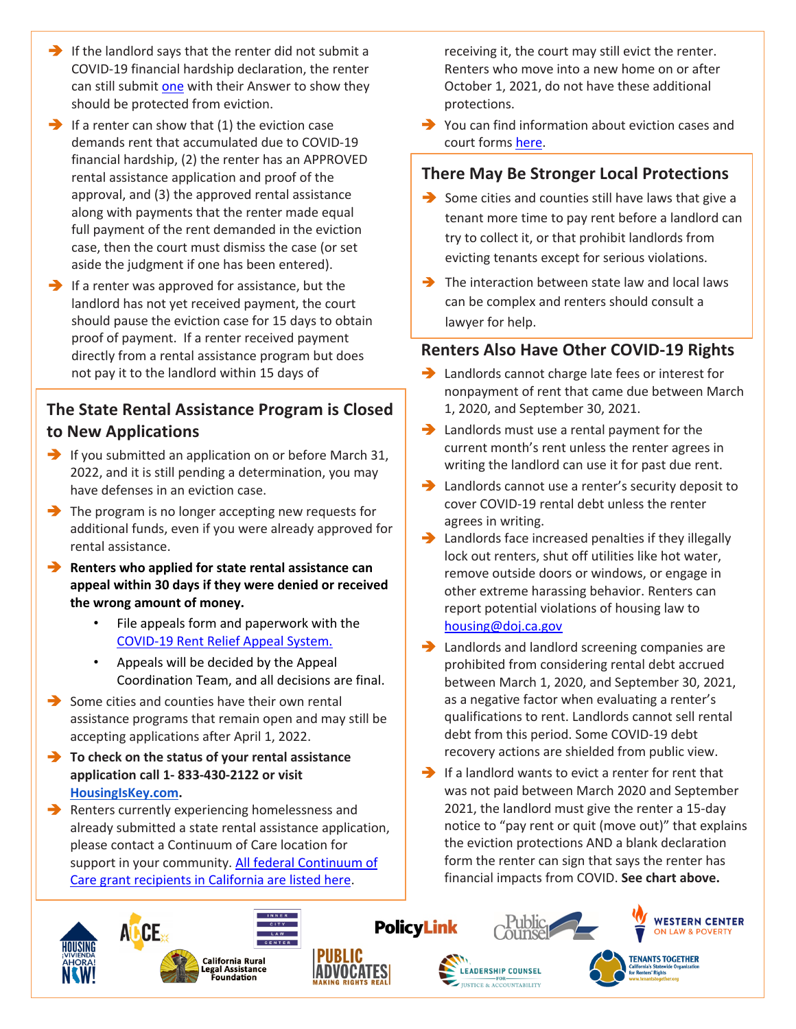- If the landlord says that the renter did not submit a COVID-19 financial hardship declaration, the renter can still submit one with their Answer to show they should be protected from eviction.
- If a renter can show that (1) the eviction case demands rent that accumulated due to COVID-19 financial hardship, (2) the renter has an APPROVED rental assistance application and proof of the approval, and (3) the approved rental assistance along with payments that the renter made equal full payment of the rent demanded in the eviction case, then the court must dismiss the case (or set aside the judgment if one has been entered).
- If a renter was approved for assistance, but the landlord has not yet received payment, the court should pause the eviction case for 15 days to obtain proof of payment. If a renter received payment directly from a rental assistance program but does not pay it to the landlord within 15 days of receiving it, the court may still evict the renter. Renters who move into a new home on or after October 1, 2021, do not have these additional protections.
- You can find information about eviction cases and court forms here.

## The State Rental Assistance Program is Closed to New Applications

- If you submitted an application on or before March 31, 2022, and it is still pending a determination, you may have defenses in an eviction case.
- The program is no longer accepting new requests for additional funds, even if you were already approved for rental assistance.
- **Renters who applied for state rental assistance can appeal within 30 days if they were denied or received the wrong amount of money.**
    - File appeals form and paperwork with the COVID-19 Rent Relief Appeal System.
    - Appeals will be decided by the Appeal Coordination Team, and all decisions are final.
- Some cities and counties have their own rental assistance programs that remain open and may still be accepting applications after April 1, 2022.
- **To check on the status of your rental assistance application call 1- 833-430-2122 or visit HousingIsKey.com.**
- Renters currently experiencing homelessness and already submitted a state rental assistance application, please contact a Continuum of Care location for support in your community. All federal Continuum of Care grant recipients in California are listed here.

## There May Be Stronger Local Protections

- Some cities and counties still have laws that give a tenant more time to pay rent before a landlord can try to collect it, or that prohibit landlords from evicting tenants except for serious violations.
- The interaction between state law and local laws can be complex and renters should consult a lawyer for help.

## Renters Also Have Other COVID-19 Rights

- Landlords cannot charge late fees or interest for nonpayment of rent that came due between March 1, 2020, and September 30, 2021.
- Landlords must use a rental payment for the current month's rent unless the renter agrees in writing the landlord can use it for past due rent.
- Landlords cannot use a renter's security deposit to cover COVID-19 rental debt unless the renter agrees in writing.
- Landlords face increased penalties if they illegally lock out renters, shut off utilities like hot water, remove outside doors or windows, or engage in other extreme harassing behavior. Renters can report potential violations of housing law to housing@doj.ca.gov
- Landlords and landlord screening companies are prohibited from considering rental debt accrued between March 1, 2020, and September 30, 2021, as a negative factor when evaluating a renter's qualifications to rent. Landlords cannot sell rental debt from this period. Some COVID-19 debt recovery actions are shielded from public view.
- If a landlord wants to evict a renter for rent that was not paid between March 2020 and September 2021, the landlord must give the renter a 15-day notice to "pay rent or quit (move out)" that explains the eviction protections AND a blank declaration form the renter can sign that says the renter has financial impacts from COVID. **See chart above.**

Housing Now! ¡Vivienda Ahora! · ACCE · Inner City Law Center · California Rural Legal Assistance Foundation · Public Advocates · PolicyLink · Public Counsel · Leadership Counsel for Justice & Accountability · Western Center on Law & Poverty · Tenants Together